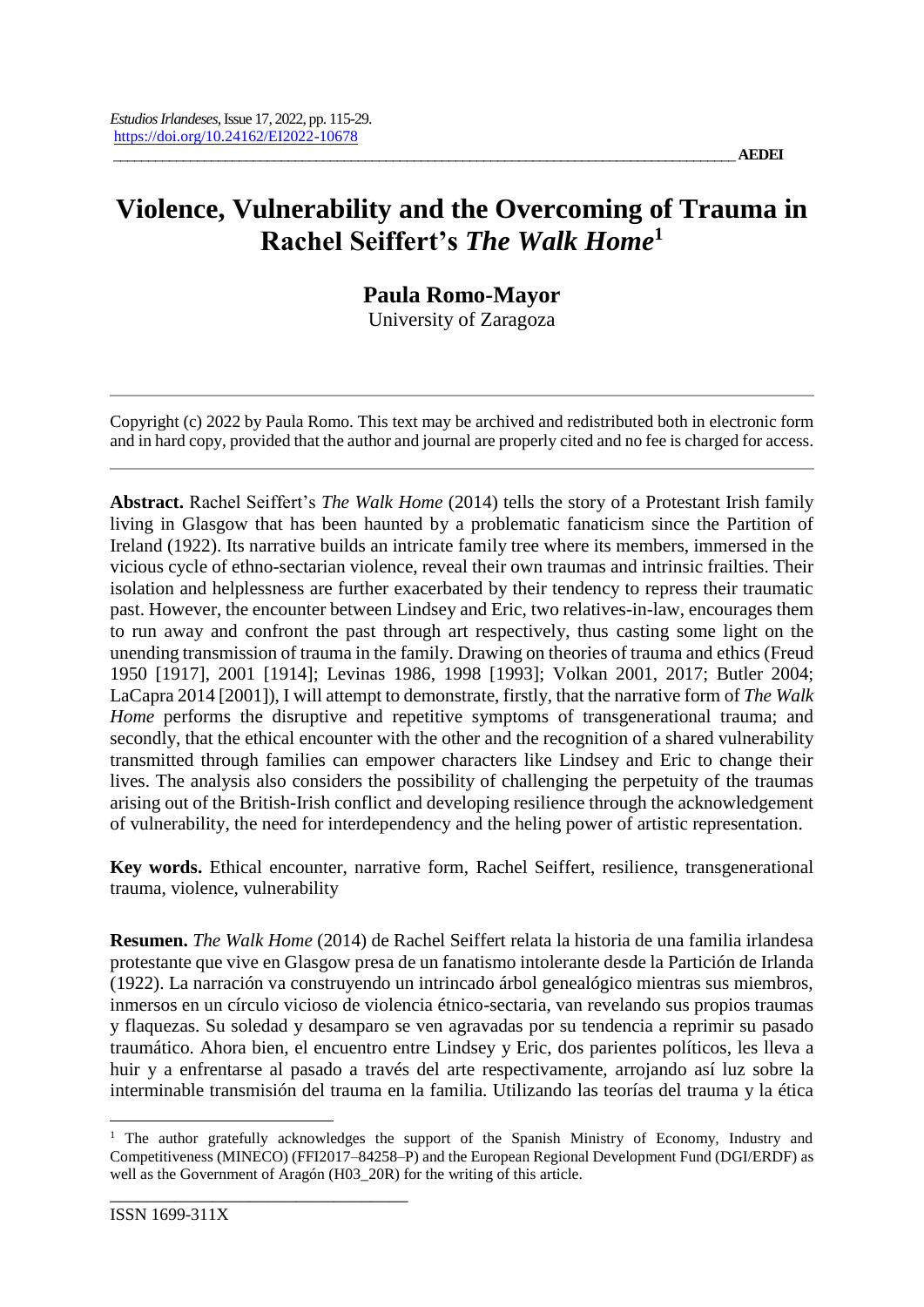*Estudios Irlandeses*, Issue 17, 2022, pp. 115-29.
https://doi.org/10.24162/EI2022-10678

AEDEI

# Violence, Vulnerability and the Overcoming of Trauma in Rachel Seiffert's *The Walk Home*[1]

**Paula Romo-Mayor**
University of Zaragoza

---

Copyright (c) 2022 by Paula Romo. This text may be archived and redistributed both in electronic form and in hard copy, provided that the author and journal are properly cited and no fee is charged for access.

---

**Abstract.** Rachel Seiffert's *The Walk Home* (2014) tells the story of a Protestant Irish family living in Glasgow that has been haunted by a problematic fanaticism since the Partition of Ireland (1922). Its narrative builds an intricate family tree where its members, immersed in the vicious cycle of ethno-sectarian violence, reveal their own traumas and intrinsic frailties. Their isolation and helplessness are further exacerbated by their tendency to repress their traumatic past. However, the encounter between Lindsey and Eric, two relatives-in-law, encourages them to run away and confront the past through art respectively, thus casting some light on the unending transmission of trauma in the family. Drawing on theories of trauma and ethics (Freud 1950 [1917], 2001 [1914]; Levinas 1986, 1998 [1993]; Volkan 2001, 2017; Butler 2004; LaCapra 2014 [2001]), I will attempt to demonstrate, firstly, that the narrative form of *The Walk Home* performs the disruptive and repetitive symptoms of transgenerational trauma; and secondly, that the ethical encounter with the other and the recognition of a shared vulnerability transmitted through families can empower characters like Lindsey and Eric to change their lives. The analysis also considers the possibility of challenging the perpetuity of the traumas arising out of the British-Irish conflict and developing resilience through the acknowledgement of vulnerability, the need for interdependency and the heling power of artistic representation.

**Key words.** Ethical encounter, narrative form, Rachel Seiffert, resilience, transgenerational trauma, violence, vulnerability

**Resumen.** *The Walk Home* (2014) de Rachel Seiffert relata la historia de una familia irlandesa protestante que vive en Glasgow presa de un fanatismo intolerante desde la Partición de Irlanda (1922). La narración va construyendo un intrincado árbol genealógico mientras sus miembros, inmersos en un círculo vicioso de violencia étnico-sectaria, van revelando sus propios traumas y flaquezas. Su soledad y desamparo se ven agravadas por su tendencia a reprimir su pasado traumático. Ahora bien, el encuentro entre Lindsey y Eric, dos parientes políticos, les lleva a huir y a enfrentarse al pasado a través del arte respectivamente, arrojando así luz sobre la interminable transmisión del trauma en la familia. Utilizando las teorías del trauma y la ética

---

[1] The author gratefully acknowledges the support of the Spanish Ministry of Economy, Industry and Competitiveness (MINECO) (FFI2017–84258–P) and the European Regional Development Fund (DGI/ERDF) as well as the Government of Aragón (H03_20R) for the writing of this article.

ISSN 1699-311X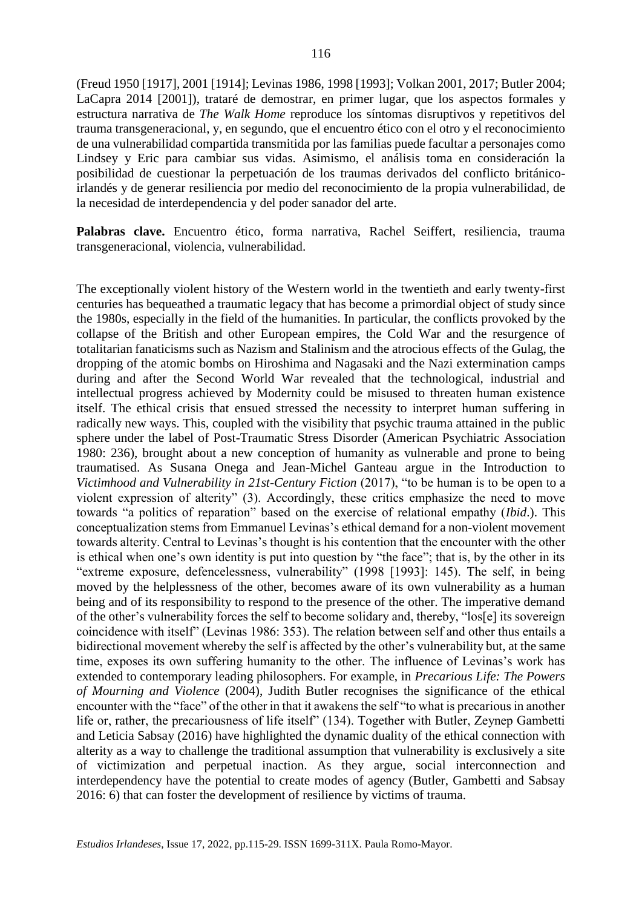(Freud 1950 [1917], 2001 [1914]; Levinas 1986, 1998 [1993]; Volkan 2001, 2017; Butler 2004; LaCapra 2014 [2001]), trataré de demostrar, en primer lugar, que los aspectos formales y estructura narrativa de *The Walk Home* reproduce los síntomas disruptivos y repetitivos del trauma transgeneracional, y, en segundo, que el encuentro ético con el otro y el reconocimiento de una vulnerabilidad compartida transmitida por las familias puede facultar a personajes como Lindsey y Eric para cambiar sus vidas. Asimismo, el análisis toma en consideración la posibilidad de cuestionar la perpetuación de los traumas derivados del conflicto británico-irlandés y de generar resiliencia por medio del reconocimiento de la propia vulnerabilidad, de la necesidad de interdependencia y del poder sanador del arte.

**Palabras clave.** Encuentro ético, forma narrativa, Rachel Seiffert, resiliencia, trauma transgeneracional, violencia, vulnerabilidad.

The exceptionally violent history of the Western world in the twentieth and early twenty-first centuries has bequeathed a traumatic legacy that has become a primordial object of study since the 1980s, especially in the field of the humanities. In particular, the conflicts provoked by the collapse of the British and other European empires, the Cold War and the resurgence of totalitarian fanaticisms such as Nazism and Stalinism and the atrocious effects of the Gulag, the dropping of the atomic bombs on Hiroshima and Nagasaki and the Nazi extermination camps during and after the Second World War revealed that the technological, industrial and intellectual progress achieved by Modernity could be misused to threaten human existence itself. The ethical crisis that ensued stressed the necessity to interpret human suffering in radically new ways. This, coupled with the visibility that psychic trauma attained in the public sphere under the label of Post-Traumatic Stress Disorder (American Psychiatric Association 1980: 236), brought about a new conception of humanity as vulnerable and prone to being traumatised. As Susana Onega and Jean-Michel Ganteau argue in the Introduction to *Victimhood and Vulnerability in 21st-Century Fiction* (2017), "to be human is to be open to a violent expression of alterity" (3). Accordingly, these critics emphasize the need to move towards "a politics of reparation" based on the exercise of relational empathy (*Ibid*.). This conceptualization stems from Emmanuel Levinas's ethical demand for a non-violent movement towards alterity. Central to Levinas's thought is his contention that the encounter with the other is ethical when one's own identity is put into question by "the face"; that is, by the other in its "extreme exposure, defencelessness, vulnerability" (1998 [1993]: 145). The self, in being moved by the helplessness of the other, becomes aware of its own vulnerability as a human being and of its responsibility to respond to the presence of the other. The imperative demand of the other's vulnerability forces the self to become solidary and, thereby, "los[e] its sovereign coincidence with itself" (Levinas 1986: 353). The relation between self and other thus entails a bidirectional movement whereby the self is affected by the other's vulnerability but, at the same time, exposes its own suffering humanity to the other. The influence of Levinas's work has extended to contemporary leading philosophers. For example, in *Precarious Life: The Powers of Mourning and Violence* (2004), Judith Butler recognises the significance of the ethical encounter with the "face" of the other in that it awakens the self "to what is precarious in another life or, rather, the precariousness of life itself" (134). Together with Butler, Zeynep Gambetti and Leticia Sabsay (2016) have highlighted the dynamic duality of the ethical connection with alterity as a way to challenge the traditional assumption that vulnerability is exclusively a site of victimization and perpetual inaction. As they argue, social interconnection and interdependency have the potential to create modes of agency (Butler, Gambetti and Sabsay 2016: 6) that can foster the development of resilience by victims of trauma.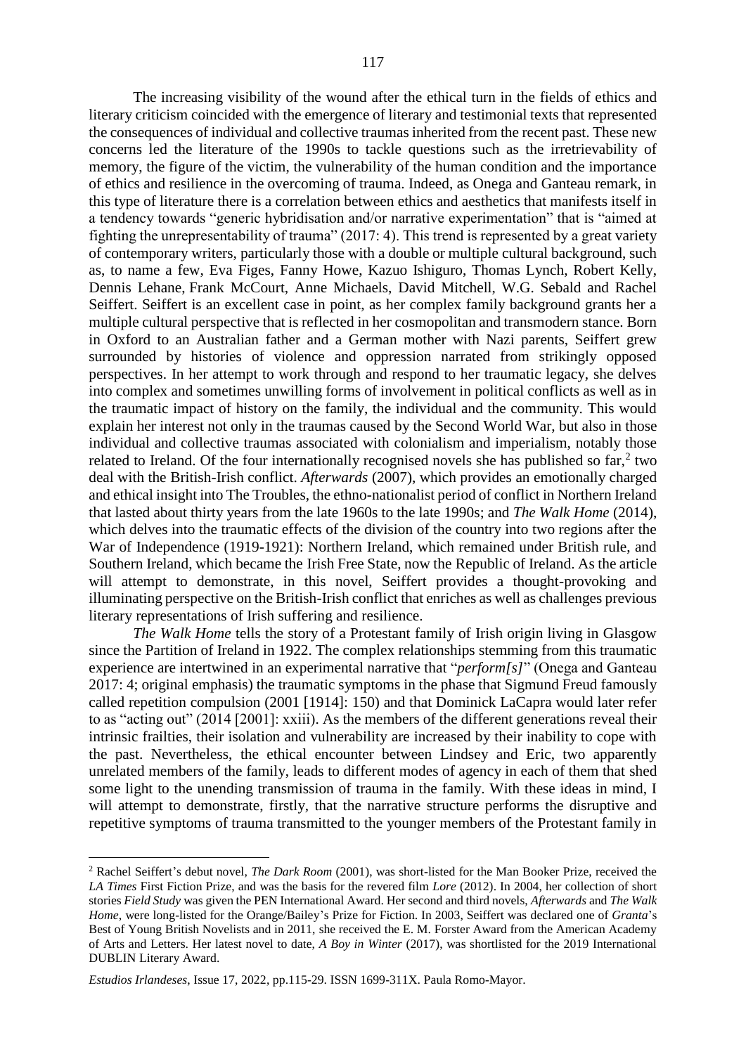The increasing visibility of the wound after the ethical turn in the fields of ethics and literary criticism coincided with the emergence of literary and testimonial texts that represented the consequences of individual and collective traumas inherited from the recent past. These new concerns led the literature of the 1990s to tackle questions such as the irretrievability of memory, the figure of the victim, the vulnerability of the human condition and the importance of ethics and resilience in the overcoming of trauma. Indeed, as Onega and Ganteau remark, in this type of literature there is a correlation between ethics and aesthetics that manifests itself in a tendency towards "generic hybridisation and/or narrative experimentation" that is "aimed at fighting the unrepresentability of trauma" (2017: 4). This trend is represented by a great variety of contemporary writers, particularly those with a double or multiple cultural background, such as, to name a few, Eva Figes, Fanny Howe, Kazuo Ishiguro, Thomas Lynch, Robert Kelly, Dennis Lehane, Frank McCourt, Anne Michaels, David Mitchell, W.G. Sebald and Rachel Seiffert. Seiffert is an excellent case in point, as her complex family background grants her a multiple cultural perspective that is reflected in her cosmopolitan and transmodern stance. Born in Oxford to an Australian father and a German mother with Nazi parents, Seiffert grew surrounded by histories of violence and oppression narrated from strikingly opposed perspectives. In her attempt to work through and respond to her traumatic legacy, she delves into complex and sometimes unwilling forms of involvement in political conflicts as well as in the traumatic impact of history on the family, the individual and the community. This would explain her interest not only in the traumas caused by the Second World War, but also in those individual and collective traumas associated with colonialism and imperialism, notably those related to Ireland. Of the four internationally recognised novels she has published so far,[2] two deal with the British-Irish conflict. *Afterwards* (2007), which provides an emotionally charged and ethical insight into The Troubles, the ethno-nationalist period of conflict in Northern Ireland that lasted about thirty years from the late 1960s to the late 1990s; and *The Walk Home* (2014), which delves into the traumatic effects of the division of the country into two regions after the War of Independence (1919-1921): Northern Ireland, which remained under British rule, and Southern Ireland, which became the Irish Free State, now the Republic of Ireland. As the article will attempt to demonstrate, in this novel, Seiffert provides a thought-provoking and illuminating perspective on the British-Irish conflict that enriches as well as challenges previous literary representations of Irish suffering and resilience.

*The Walk Home* tells the story of a Protestant family of Irish origin living in Glasgow since the Partition of Ireland in 1922. The complex relationships stemming from this traumatic experience are intertwined in an experimental narrative that "*perform[s]*" (Onega and Ganteau 2017: 4; original emphasis) the traumatic symptoms in the phase that Sigmund Freud famously called repetition compulsion (2001 [1914]: 150) and that Dominick LaCapra would later refer to as "acting out" (2014 [2001]: xxiii). As the members of the different generations reveal their intrinsic frailties, their isolation and vulnerability are increased by their inability to cope with the past. Nevertheless, the ethical encounter between Lindsey and Eric, two apparently unrelated members of the family, leads to different modes of agency in each of them that shed some light to the unending transmission of trauma in the family. With these ideas in mind, I will attempt to demonstrate, firstly, that the narrative structure performs the disruptive and repetitive symptoms of trauma transmitted to the younger members of the Protestant family in

[2] Rachel Seiffert's debut novel, *The Dark Room* (2001), was short-listed for the Man Booker Prize, received the *LA Times* First Fiction Prize, and was the basis for the revered film *Lore* (2012). In 2004, her collection of short stories *Field Study* was given the PEN International Award. Her second and third novels, *Afterwards* and *The Walk Home*, were long-listed for the Orange/Bailey's Prize for Fiction. In 2003, Seiffert was declared one of *Granta*'s Best of Young British Novelists and in 2011, she received the E. M. Forster Award from the American Academy of Arts and Letters. Her latest novel to date, *A Boy in Winter* (2017), was shortlisted for the 2019 International DUBLIN Literary Award.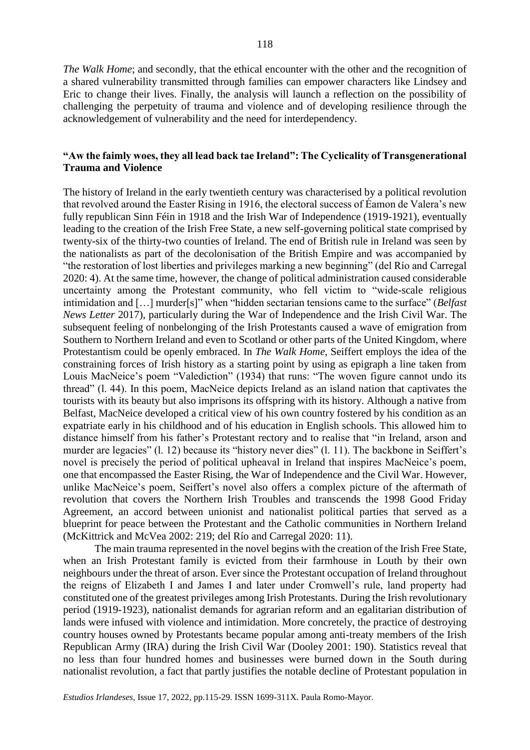*The Walk Home*; and secondly, that the ethical encounter with the other and the recognition of a shared vulnerability transmitted through families can empower characters like Lindsey and Eric to change their lives. Finally, the analysis will launch a reflection on the possibility of challenging the perpetuity of trauma and violence and of developing resilience through the acknowledgement of vulnerability and the need for interdependency.

## "Aw the faimly woes, they all lead back tae Ireland": The Cyclicality of Transgenerational Trauma and Violence

The history of Ireland in the early twentieth century was characterised by a political revolution that revolved around the Easter Rising in 1916, the electoral success of Éamon de Valera's new fully republican Sinn Féin in 1918 and the Irish War of Independence (1919-1921), eventually leading to the creation of the Irish Free State, a new self-governing political state comprised by twenty-six of the thirty-two counties of Ireland. The end of British rule in Ireland was seen by the nationalists as part of the decolonisation of the British Empire and was accompanied by "the restoration of lost liberties and privileges marking a new beginning" (del Río and Carregal 2020: 4). At the same time, however, the change of political administration caused considerable uncertainty among the Protestant community, who fell victim to "wide-scale religious intimidation and […] murder[s]" when "hidden sectarian tensions came to the surface" (*Belfast News Letter* 2017), particularly during the War of Independence and the Irish Civil War. The subsequent feeling of nonbelonging of the Irish Protestants caused a wave of emigration from Southern to Northern Ireland and even to Scotland or other parts of the United Kingdom, where Protestantism could be openly embraced. In *The Walk Home*, Seiffert employs the idea of the constraining forces of Irish history as a starting point by using as epigraph a line taken from Louis MacNeice's poem "Valediction" (1934) that runs: "The woven figure cannot undo its thread" (l. 44). In this poem, MacNeice depicts Ireland as an island nation that captivates the tourists with its beauty but also imprisons its offspring with its history. Although a native from Belfast, MacNeice developed a critical view of his own country fostered by his condition as an expatriate early in his childhood and of his education in English schools. This allowed him to distance himself from his father's Protestant rectory and to realise that "in Ireland, arson and murder are legacies" (l. 12) because its "history never dies" (l. 11). The backbone in Seiffert's novel is precisely the period of political upheaval in Ireland that inspires MacNeice's poem, one that encompassed the Easter Rising, the War of Independence and the Civil War. However, unlike MacNeice's poem, Seiffert's novel also offers a complex picture of the aftermath of revolution that covers the Northern Irish Troubles and transcends the 1998 Good Friday Agreement, an accord between unionist and nationalist political parties that served as a blueprint for peace between the Protestant and the Catholic communities in Northern Ireland (McKittrick and McVea 2002: 219; del Río and Carregal 2020: 11).

The main trauma represented in the novel begins with the creation of the Irish Free State, when an Irish Protestant family is evicted from their farmhouse in Louth by their own neighbours under the threat of arson. Ever since the Protestant occupation of Ireland throughout the reigns of Elizabeth I and James I and later under Cromwell's rule, land property had constituted one of the greatest privileges among Irish Protestants. During the Irish revolutionary period (1919-1923), nationalist demands for agrarian reform and an egalitarian distribution of lands were infused with violence and intimidation. More concretely, the practice of destroying country houses owned by Protestants became popular among anti-treaty members of the Irish Republican Army (IRA) during the Irish Civil War (Dooley 2001: 190). Statistics reveal that no less than four hundred homes and businesses were burned down in the South during nationalist revolution, a fact that partly justifies the notable decline of Protestant population in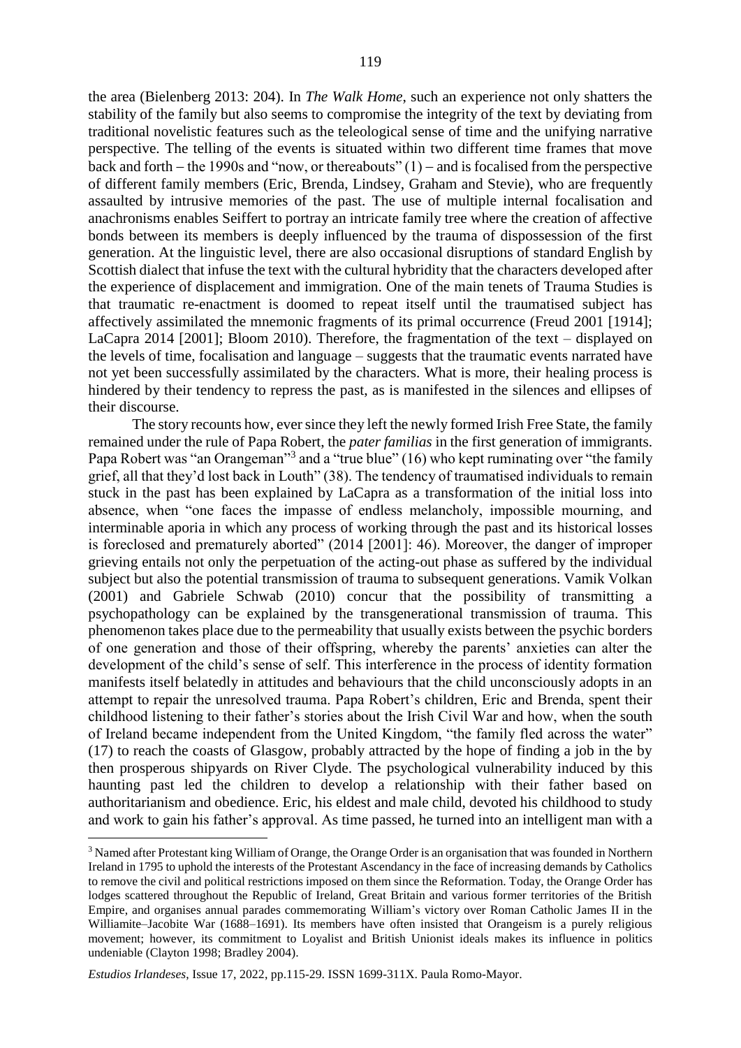the area (Bielenberg 2013: 204). In *The Walk Home*, such an experience not only shatters the stability of the family but also seems to compromise the integrity of the text by deviating from traditional novelistic features such as the teleological sense of time and the unifying narrative perspective. The telling of the events is situated within two different time frames that move back and forth – the 1990s and "now, or thereabouts" (1) – and is focalised from the perspective of different family members (Eric, Brenda, Lindsey, Graham and Stevie), who are frequently assaulted by intrusive memories of the past. The use of multiple internal focalisation and anachronisms enables Seiffert to portray an intricate family tree where the creation of affective bonds between its members is deeply influenced by the trauma of dispossession of the first generation. At the linguistic level, there are also occasional disruptions of standard English by Scottish dialect that infuse the text with the cultural hybridity that the characters developed after the experience of displacement and immigration. One of the main tenets of Trauma Studies is that traumatic re-enactment is doomed to repeat itself until the traumatised subject has affectively assimilated the mnemonic fragments of its primal occurrence (Freud 2001 [1914]; LaCapra 2014 [2001]; Bloom 2010). Therefore, the fragmentation of the text – displayed on the levels of time, focalisation and language – suggests that the traumatic events narrated have not yet been successfully assimilated by the characters. What is more, their healing process is hindered by their tendency to repress the past, as is manifested in the silences and ellipses of their discourse.

The story recounts how, ever since they left the newly formed Irish Free State, the family remained under the rule of Papa Robert, the *pater familias* in the first generation of immigrants. Papa Robert was "an Orangeman"[3] and a "true blue" (16) who kept ruminating over "the family grief, all that they'd lost back in Louth" (38). The tendency of traumatised individuals to remain stuck in the past has been explained by LaCapra as a transformation of the initial loss into absence, when "one faces the impasse of endless melancholy, impossible mourning, and interminable aporia in which any process of working through the past and its historical losses is foreclosed and prematurely aborted" (2014 [2001]: 46). Moreover, the danger of improper grieving entails not only the perpetuation of the acting-out phase as suffered by the individual subject but also the potential transmission of trauma to subsequent generations. Vamik Volkan (2001) and Gabriele Schwab (2010) concur that the possibility of transmitting a psychopathology can be explained by the transgenerational transmission of trauma. This phenomenon takes place due to the permeability that usually exists between the psychic borders of one generation and those of their offspring, whereby the parents' anxieties can alter the development of the child's sense of self. This interference in the process of identity formation manifests itself belatedly in attitudes and behaviours that the child unconsciously adopts in an attempt to repair the unresolved trauma. Papa Robert's children, Eric and Brenda, spent their childhood listening to their father's stories about the Irish Civil War and how, when the south of Ireland became independent from the United Kingdom, "the family fled across the water" (17) to reach the coasts of Glasgow, probably attracted by the hope of finding a job in the by then prosperous shipyards on River Clyde. The psychological vulnerability induced by this haunting past led the children to develop a relationship with their father based on authoritarianism and obedience. Eric, his eldest and male child, devoted his childhood to study and work to gain his father's approval. As time passed, he turned into an intelligent man with a

---

[3] Named after Protestant king William of Orange, the Orange Order is an organisation that was founded in Northern Ireland in 1795 to uphold the interests of the Protestant Ascendancy in the face of increasing demands by Catholics to remove the civil and political restrictions imposed on them since the Reformation. Today, the Orange Order has lodges scattered throughout the Republic of Ireland, Great Britain and various former territories of the British Empire, and organises annual parades commemorating William's victory over Roman Catholic James II in the Williamite–Jacobite War (1688–1691). Its members have often insisted that Orangeism is a purely religious movement; however, its commitment to Loyalist and British Unionist ideals makes its influence in politics undeniable (Clayton 1998; Bradley 2004).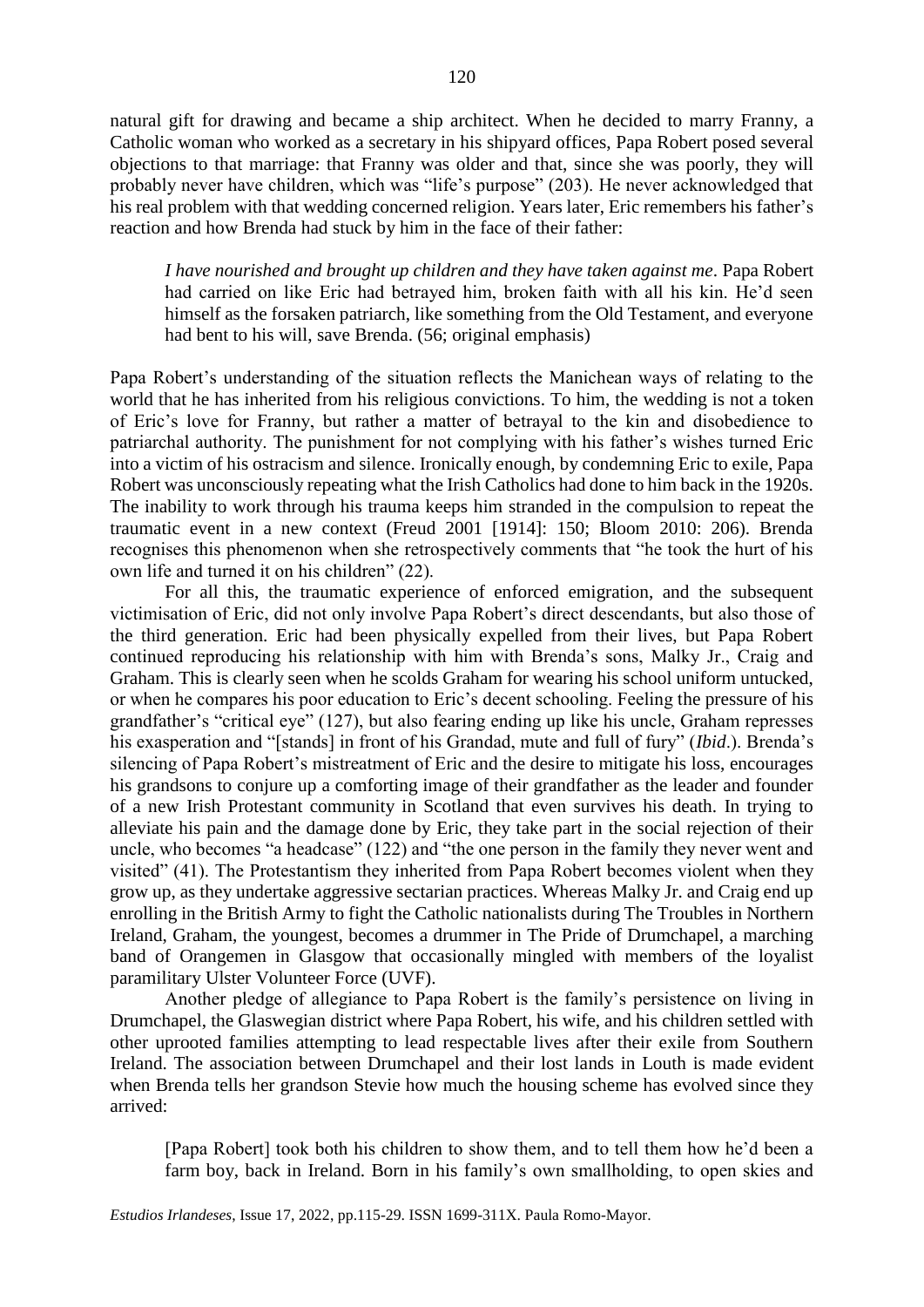natural gift for drawing and became a ship architect. When he decided to marry Franny, a Catholic woman who worked as a secretary in his shipyard offices, Papa Robert posed several objections to that marriage: that Franny was older and that, since she was poorly, they will probably never have children, which was "life's purpose" (203). He never acknowledged that his real problem with that wedding concerned religion. Years later, Eric remembers his father's reaction and how Brenda had stuck by him in the face of their father:

> *I have nourished and brought up children and they have taken against me*. Papa Robert had carried on like Eric had betrayed him, broken faith with all his kin. He'd seen himself as the forsaken patriarch, like something from the Old Testament, and everyone had bent to his will, save Brenda. (56; original emphasis)

Papa Robert's understanding of the situation reflects the Manichean ways of relating to the world that he has inherited from his religious convictions. To him, the wedding is not a token of Eric's love for Franny, but rather a matter of betrayal to the kin and disobedience to patriarchal authority. The punishment for not complying with his father's wishes turned Eric into a victim of his ostracism and silence. Ironically enough, by condemning Eric to exile, Papa Robert was unconsciously repeating what the Irish Catholics had done to him back in the 1920s. The inability to work through his trauma keeps him stranded in the compulsion to repeat the traumatic event in a new context (Freud 2001 [1914]: 150; Bloom 2010: 206). Brenda recognises this phenomenon when she retrospectively comments that "he took the hurt of his own life and turned it on his children" (22).

For all this, the traumatic experience of enforced emigration, and the subsequent victimisation of Eric, did not only involve Papa Robert's direct descendants, but also those of the third generation. Eric had been physically expelled from their lives, but Papa Robert continued reproducing his relationship with him with Brenda's sons, Malky Jr., Craig and Graham. This is clearly seen when he scolds Graham for wearing his school uniform untucked, or when he compares his poor education to Eric's decent schooling. Feeling the pressure of his grandfather's "critical eye" (127), but also fearing ending up like his uncle, Graham represses his exasperation and "[stands] in front of his Grandad, mute and full of fury" (*Ibid*.). Brenda's silencing of Papa Robert's mistreatment of Eric and the desire to mitigate his loss, encourages his grandsons to conjure up a comforting image of their grandfather as the leader and founder of a new Irish Protestant community in Scotland that even survives his death. In trying to alleviate his pain and the damage done by Eric, they take part in the social rejection of their uncle, who becomes "a headcase" (122) and "the one person in the family they never went and visited" (41). The Protestantism they inherited from Papa Robert becomes violent when they grow up, as they undertake aggressive sectarian practices. Whereas Malky Jr. and Craig end up enrolling in the British Army to fight the Catholic nationalists during The Troubles in Northern Ireland, Graham, the youngest, becomes a drummer in The Pride of Drumchapel, a marching band of Orangemen in Glasgow that occasionally mingled with members of the loyalist paramilitary Ulster Volunteer Force (UVF).

Another pledge of allegiance to Papa Robert is the family's persistence on living in Drumchapel, the Glaswegian district where Papa Robert, his wife, and his children settled with other uprooted families attempting to lead respectable lives after their exile from Southern Ireland. The association between Drumchapel and their lost lands in Louth is made evident when Brenda tells her grandson Stevie how much the housing scheme has evolved since they arrived:

> [Papa Robert] took both his children to show them, and to tell them how he'd been a farm boy, back in Ireland. Born in his family's own smallholding, to open skies and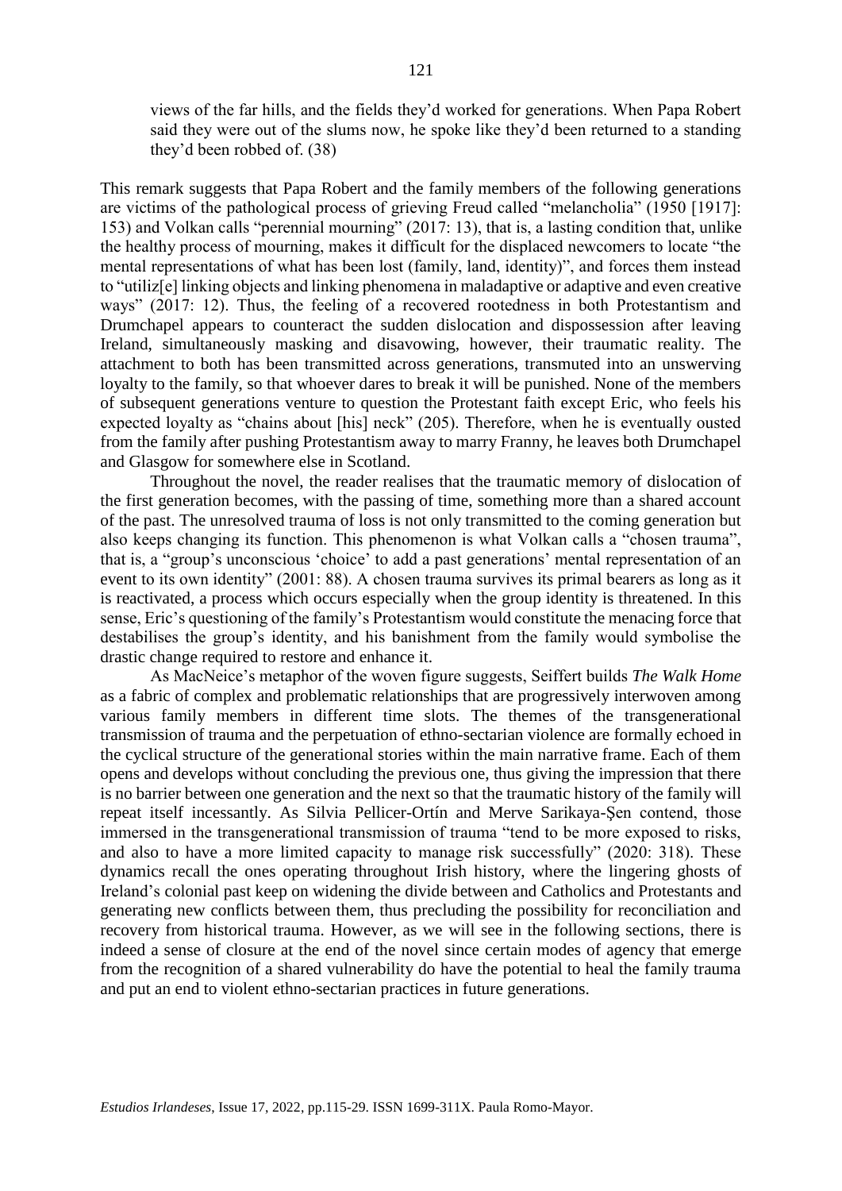> views of the far hills, and the fields they'd worked for generations. When Papa Robert said they were out of the slums now, he spoke like they'd been returned to a standing they'd been robbed of. (38)

This remark suggests that Papa Robert and the family members of the following generations are victims of the pathological process of grieving Freud called "melancholia" (1950 [1917]: 153) and Volkan calls "perennial mourning" (2017: 13), that is, a lasting condition that, unlike the healthy process of mourning, makes it difficult for the displaced newcomers to locate "the mental representations of what has been lost (family, land, identity)", and forces them instead to "utiliz[e] linking objects and linking phenomena in maladaptive or adaptive and even creative ways" (2017: 12). Thus, the feeling of a recovered rootedness in both Protestantism and Drumchapel appears to counteract the sudden dislocation and dispossession after leaving Ireland, simultaneously masking and disavowing, however, their traumatic reality. The attachment to both has been transmitted across generations, transmuted into an unswerving loyalty to the family, so that whoever dares to break it will be punished. None of the members of subsequent generations venture to question the Protestant faith except Eric, who feels his expected loyalty as "chains about [his] neck" (205). Therefore, when he is eventually ousted from the family after pushing Protestantism away to marry Franny, he leaves both Drumchapel and Glasgow for somewhere else in Scotland.

Throughout the novel, the reader realises that the traumatic memory of dislocation of the first generation becomes, with the passing of time, something more than a shared account of the past. The unresolved trauma of loss is not only transmitted to the coming generation but also keeps changing its function. This phenomenon is what Volkan calls a "chosen trauma", that is, a "group's unconscious 'choice' to add a past generations' mental representation of an event to its own identity" (2001: 88). A chosen trauma survives its primal bearers as long as it is reactivated, a process which occurs especially when the group identity is threatened. In this sense, Eric's questioning of the family's Protestantism would constitute the menacing force that destabilises the group's identity, and his banishment from the family would symbolise the drastic change required to restore and enhance it.

As MacNeice's metaphor of the woven figure suggests, Seiffert builds *The Walk Home* as a fabric of complex and problematic relationships that are progressively interwoven among various family members in different time slots. The themes of the transgenerational transmission of trauma and the perpetuation of ethno-sectarian violence are formally echoed in the cyclical structure of the generational stories within the main narrative frame. Each of them opens and develops without concluding the previous one, thus giving the impression that there is no barrier between one generation and the next so that the traumatic history of the family will repeat itself incessantly. As Silvia Pellicer-Ortín and Merve Sarikaya-Şen contend, those immersed in the transgenerational transmission of trauma "tend to be more exposed to risks, and also to have a more limited capacity to manage risk successfully" (2020: 318). These dynamics recall the ones operating throughout Irish history, where the lingering ghosts of Ireland's colonial past keep on widening the divide between and Catholics and Protestants and generating new conflicts between them, thus precluding the possibility for reconciliation and recovery from historical trauma. However, as we will see in the following sections, there is indeed a sense of closure at the end of the novel since certain modes of agency that emerge from the recognition of a shared vulnerability do have the potential to heal the family trauma and put an end to violent ethno-sectarian practices in future generations.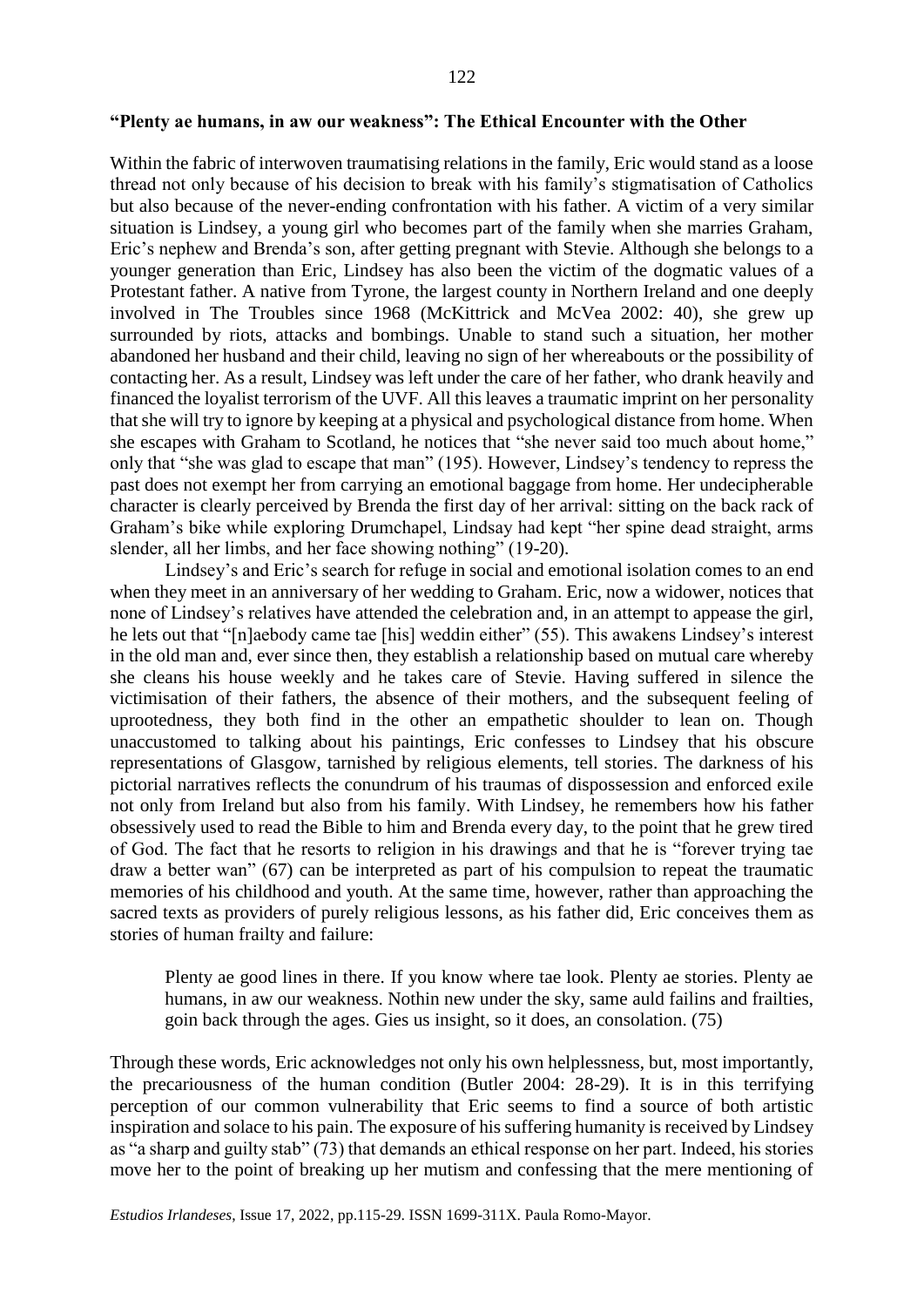## "Plenty ae humans, in aw our weakness": The Ethical Encounter with the Other

Within the fabric of interwoven traumatising relations in the family, Eric would stand as a loose thread not only because of his decision to break with his family's stigmatisation of Catholics but also because of the never-ending confrontation with his father. A victim of a very similar situation is Lindsey, a young girl who becomes part of the family when she marries Graham, Eric's nephew and Brenda's son, after getting pregnant with Stevie. Although she belongs to a younger generation than Eric, Lindsey has also been the victim of the dogmatic values of a Protestant father. A native from Tyrone, the largest county in Northern Ireland and one deeply involved in The Troubles since 1968 (McKittrick and McVea 2002: 40), she grew up surrounded by riots, attacks and bombings. Unable to stand such a situation, her mother abandoned her husband and their child, leaving no sign of her whereabouts or the possibility of contacting her. As a result, Lindsey was left under the care of her father, who drank heavily and financed the loyalist terrorism of the UVF. All this leaves a traumatic imprint on her personality that she will try to ignore by keeping at a physical and psychological distance from home. When she escapes with Graham to Scotland, he notices that "she never said too much about home," only that "she was glad to escape that man" (195). However, Lindsey's tendency to repress the past does not exempt her from carrying an emotional baggage from home. Her undecipherable character is clearly perceived by Brenda the first day of her arrival: sitting on the back rack of Graham's bike while exploring Drumchapel, Lindsay had kept "her spine dead straight, arms slender, all her limbs, and her face showing nothing" (19-20).

Lindsey's and Eric's search for refuge in social and emotional isolation comes to an end when they meet in an anniversary of her wedding to Graham. Eric, now a widower, notices that none of Lindsey's relatives have attended the celebration and, in an attempt to appease the girl, he lets out that "[n]aebody came tae [his] weddin either" (55). This awakens Lindsey's interest in the old man and, ever since then, they establish a relationship based on mutual care whereby she cleans his house weekly and he takes care of Stevie. Having suffered in silence the victimisation of their fathers, the absence of their mothers, and the subsequent feeling of uprootedness, they both find in the other an empathetic shoulder to lean on. Though unaccustomed to talking about his paintings, Eric confesses to Lindsey that his obscure representations of Glasgow, tarnished by religious elements, tell stories. The darkness of his pictorial narratives reflects the conundrum of his traumas of dispossession and enforced exile not only from Ireland but also from his family. With Lindsey, he remembers how his father obsessively used to read the Bible to him and Brenda every day, to the point that he grew tired of God. The fact that he resorts to religion in his drawings and that he is "forever trying tae draw a better wan" (67) can be interpreted as part of his compulsion to repeat the traumatic memories of his childhood and youth. At the same time, however, rather than approaching the sacred texts as providers of purely religious lessons, as his father did, Eric conceives them as stories of human frailty and failure:

> Plenty ae good lines in there. If you know where tae look. Plenty ae stories. Plenty ae humans, in aw our weakness. Nothin new under the sky, same auld failins and frailties, goin back through the ages. Gies us insight, so it does, an consolation. (75)

Through these words, Eric acknowledges not only his own helplessness, but, most importantly, the precariousness of the human condition (Butler 2004: 28-29). It is in this terrifying perception of our common vulnerability that Eric seems to find a source of both artistic inspiration and solace to his pain. The exposure of his suffering humanity is received by Lindsey as "a sharp and guilty stab" (73) that demands an ethical response on her part. Indeed, his stories move her to the point of breaking up her mutism and confessing that the mere mentioning of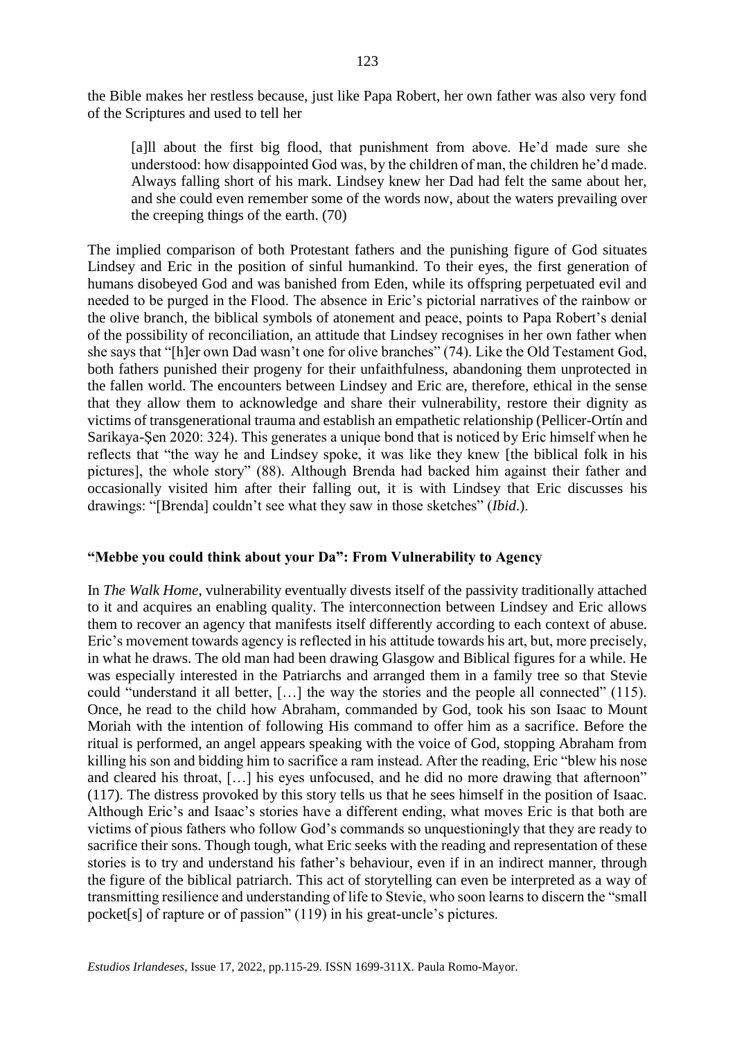the Bible makes her restless because, just like Papa Robert, her own father was also very fond of the Scriptures and used to tell her

> [a]ll about the first big flood, that punishment from above. He'd made sure she understood: how disappointed God was, by the children of man, the children he'd made. Always falling short of his mark. Lindsey knew her Dad had felt the same about her, and she could even remember some of the words now, about the waters prevailing over the creeping things of the earth. (70)

The implied comparison of both Protestant fathers and the punishing figure of God situates Lindsey and Eric in the position of sinful humankind. To their eyes, the first generation of humans disobeyed God and was banished from Eden, while its offspring perpetuated evil and needed to be purged in the Flood. The absence in Eric's pictorial narratives of the rainbow or the olive branch, the biblical symbols of atonement and peace, points to Papa Robert's denial of the possibility of reconciliation, an attitude that Lindsey recognises in her own father when she says that "[h]er own Dad wasn't one for olive branches" (74). Like the Old Testament God, both fathers punished their progeny for their unfaithfulness, abandoning them unprotected in the fallen world. The encounters between Lindsey and Eric are, therefore, ethical in the sense that they allow them to acknowledge and share their vulnerability, restore their dignity as victims of transgenerational trauma and establish an empathetic relationship (Pellicer-Ortín and Sarikaya-Şen 2020: 324). This generates a unique bond that is noticed by Eric himself when he reflects that "the way he and Lindsey spoke, it was like they knew [the biblical folk in his pictures], the whole story" (88). Although Brenda had backed him against their father and occasionally visited him after their falling out, it is with Lindsey that Eric discusses his drawings: "[Brenda] couldn't see what they saw in those sketches" (*Ibid*.).

## "Mebbe you could think about your Da": From Vulnerability to Agency

In *The Walk Home*, vulnerability eventually divests itself of the passivity traditionally attached to it and acquires an enabling quality. The interconnection between Lindsey and Eric allows them to recover an agency that manifests itself differently according to each context of abuse. Eric's movement towards agency is reflected in his attitude towards his art, but, more precisely, in what he draws. The old man had been drawing Glasgow and Biblical figures for a while. He was especially interested in the Patriarchs and arranged them in a family tree so that Stevie could "understand it all better, […] the way the stories and the people all connected" (115). Once, he read to the child how Abraham, commanded by God, took his son Isaac to Mount Moriah with the intention of following His command to offer him as a sacrifice. Before the ritual is performed, an angel appears speaking with the voice of God, stopping Abraham from killing his son and bidding him to sacrifice a ram instead. After the reading, Eric "blew his nose and cleared his throat, […] his eyes unfocused, and he did no more drawing that afternoon" (117). The distress provoked by this story tells us that he sees himself in the position of Isaac. Although Eric's and Isaac's stories have a different ending, what moves Eric is that both are victims of pious fathers who follow God's commands so unquestioningly that they are ready to sacrifice their sons. Though tough, what Eric seeks with the reading and representation of these stories is to try and understand his father's behaviour, even if in an indirect manner, through the figure of the biblical patriarch. This act of storytelling can even be interpreted as a way of transmitting resilience and understanding of life to Stevie, who soon learns to discern the "small pocket[s] of rapture or of passion" (119) in his great-uncle's pictures.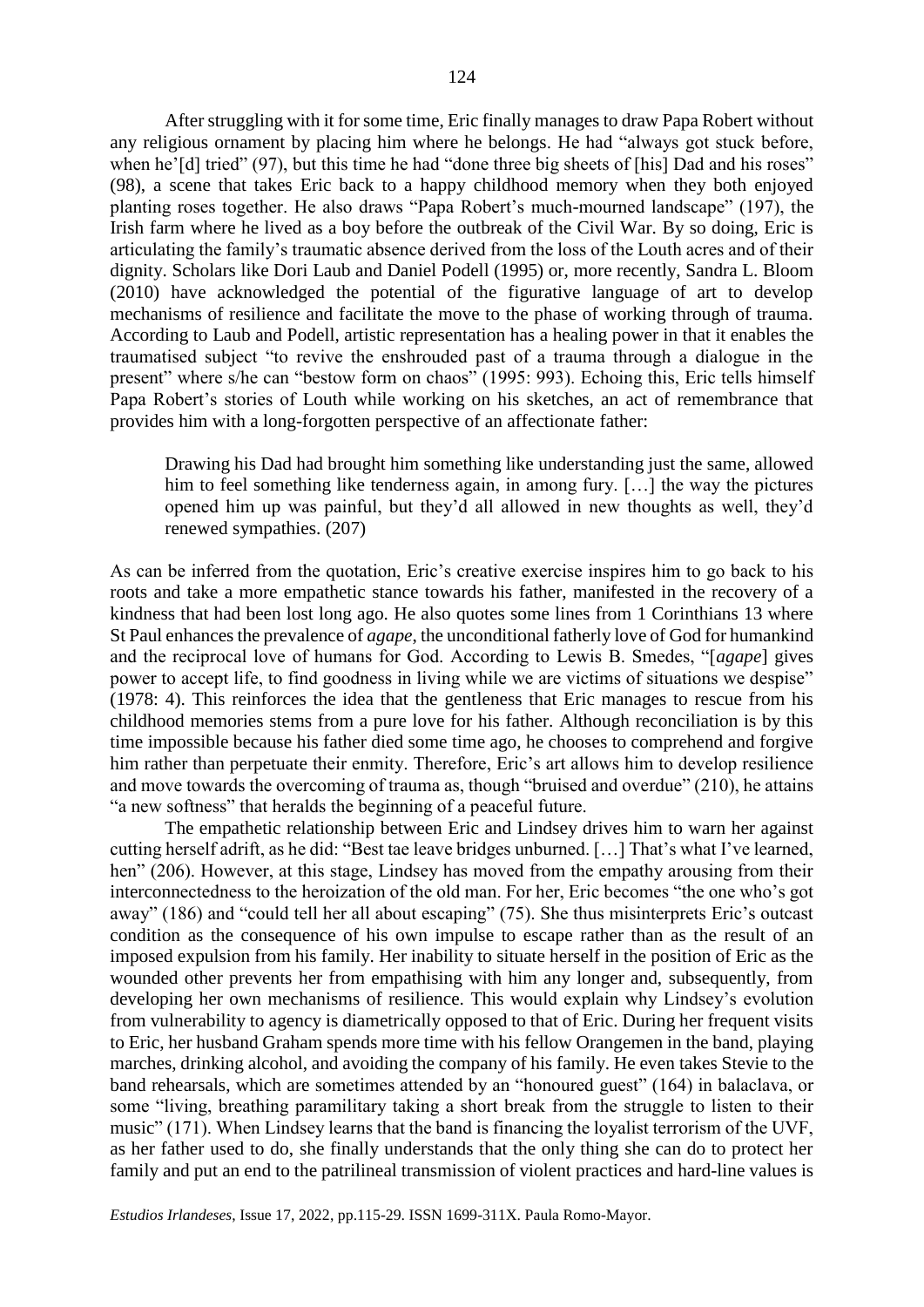After struggling with it for some time, Eric finally manages to draw Papa Robert without any religious ornament by placing him where he belongs. He had "always got stuck before, when he'[d] tried" (97), but this time he had "done three big sheets of [his] Dad and his roses" (98), a scene that takes Eric back to a happy childhood memory when they both enjoyed planting roses together. He also draws "Papa Robert's much-mourned landscape" (197), the Irish farm where he lived as a boy before the outbreak of the Civil War. By so doing, Eric is articulating the family's traumatic absence derived from the loss of the Louth acres and of their dignity. Scholars like Dori Laub and Daniel Podell (1995) or, more recently, Sandra L. Bloom (2010) have acknowledged the potential of the figurative language of art to develop mechanisms of resilience and facilitate the move to the phase of working through of trauma. According to Laub and Podell, artistic representation has a healing power in that it enables the traumatised subject "to revive the enshrouded past of a trauma through a dialogue in the present" where s/he can "bestow form on chaos" (1995: 993). Echoing this, Eric tells himself Papa Robert's stories of Louth while working on his sketches, an act of remembrance that provides him with a long-forgotten perspective of an affectionate father:

> Drawing his Dad had brought him something like understanding just the same, allowed him to feel something like tenderness again, in among fury. […] the way the pictures opened him up was painful, but they'd all allowed in new thoughts as well, they'd renewed sympathies. (207)

As can be inferred from the quotation, Eric's creative exercise inspires him to go back to his roots and take a more empathetic stance towards his father, manifested in the recovery of a kindness that had been lost long ago. He also quotes some lines from 1 Corinthians 13 where St Paul enhances the prevalence of *agape*, the unconditional fatherly love of God for humankind and the reciprocal love of humans for God. According to Lewis B. Smedes, "[*agape*] gives power to accept life, to find goodness in living while we are victims of situations we despise" (1978: 4). This reinforces the idea that the gentleness that Eric manages to rescue from his childhood memories stems from a pure love for his father. Although reconciliation is by this time impossible because his father died some time ago, he chooses to comprehend and forgive him rather than perpetuate their enmity. Therefore, Eric's art allows him to develop resilience and move towards the overcoming of trauma as, though "bruised and overdue" (210), he attains "a new softness" that heralds the beginning of a peaceful future.

The empathetic relationship between Eric and Lindsey drives him to warn her against cutting herself adrift, as he did: "Best tae leave bridges unburned. […] That's what I've learned, hen" (206). However, at this stage, Lindsey has moved from the empathy arousing from their interconnectedness to the heroization of the old man. For her, Eric becomes "the one who's got away" (186) and "could tell her all about escaping" (75). She thus misinterprets Eric's outcast condition as the consequence of his own impulse to escape rather than as the result of an imposed expulsion from his family. Her inability to situate herself in the position of Eric as the wounded other prevents her from empathising with him any longer and, subsequently, from developing her own mechanisms of resilience. This would explain why Lindsey's evolution from vulnerability to agency is diametrically opposed to that of Eric. During her frequent visits to Eric, her husband Graham spends more time with his fellow Orangemen in the band, playing marches, drinking alcohol, and avoiding the company of his family. He even takes Stevie to the band rehearsals, which are sometimes attended by an "honoured guest" (164) in balaclava, or some "living, breathing paramilitary taking a short break from the struggle to listen to their music" (171). When Lindsey learns that the band is financing the loyalist terrorism of the UVF, as her father used to do, she finally understands that the only thing she can do to protect her family and put an end to the patrilineal transmission of violent practices and hard-line values is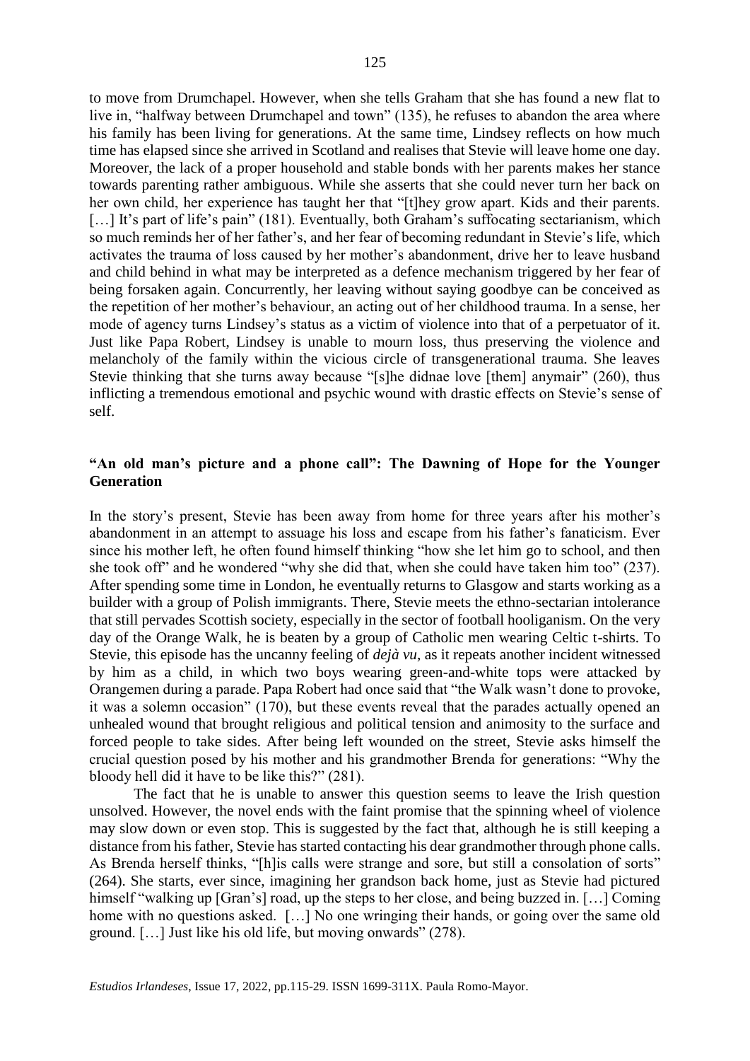to move from Drumchapel. However, when she tells Graham that she has found a new flat to live in, "halfway between Drumchapel and town" (135), he refuses to abandon the area where his family has been living for generations. At the same time, Lindsey reflects on how much time has elapsed since she arrived in Scotland and realises that Stevie will leave home one day. Moreover, the lack of a proper household and stable bonds with her parents makes her stance towards parenting rather ambiguous. While she asserts that she could never turn her back on her own child, her experience has taught her that "[t]hey grow apart. Kids and their parents. […] It's part of life's pain" (181). Eventually, both Graham's suffocating sectarianism, which so much reminds her of her father's, and her fear of becoming redundant in Stevie's life, which activates the trauma of loss caused by her mother's abandonment, drive her to leave husband and child behind in what may be interpreted as a defence mechanism triggered by her fear of being forsaken again. Concurrently, her leaving without saying goodbye can be conceived as the repetition of her mother's behaviour, an acting out of her childhood trauma. In a sense, her mode of agency turns Lindsey's status as a victim of violence into that of a perpetuator of it. Just like Papa Robert, Lindsey is unable to mourn loss, thus preserving the violence and melancholy of the family within the vicious circle of transgenerational trauma. She leaves Stevie thinking that she turns away because "[s]he didnae love [them] anymair" (260), thus inflicting a tremendous emotional and psychic wound with drastic effects on Stevie's sense of self.

## "An old man's picture and a phone call": The Dawning of Hope for the Younger Generation

In the story's present, Stevie has been away from home for three years after his mother's abandonment in an attempt to assuage his loss and escape from his father's fanaticism. Ever since his mother left, he often found himself thinking "how she let him go to school, and then she took off" and he wondered "why she did that, when she could have taken him too" (237). After spending some time in London, he eventually returns to Glasgow and starts working as a builder with a group of Polish immigrants. There, Stevie meets the ethno-sectarian intolerance that still pervades Scottish society, especially in the sector of football hooliganism. On the very day of the Orange Walk, he is beaten by a group of Catholic men wearing Celtic t-shirts. To Stevie, this episode has the uncanny feeling of *dejà vu*, as it repeats another incident witnessed by him as a child, in which two boys wearing green-and-white tops were attacked by Orangemen during a parade. Papa Robert had once said that "the Walk wasn't done to provoke, it was a solemn occasion" (170), but these events reveal that the parades actually opened an unhealed wound that brought religious and political tension and animosity to the surface and forced people to take sides. After being left wounded on the street, Stevie asks himself the crucial question posed by his mother and his grandmother Brenda for generations: "Why the bloody hell did it have to be like this?" (281).

The fact that he is unable to answer this question seems to leave the Irish question unsolved. However, the novel ends with the faint promise that the spinning wheel of violence may slow down or even stop. This is suggested by the fact that, although he is still keeping a distance from his father, Stevie has started contacting his dear grandmother through phone calls. As Brenda herself thinks, "[h]is calls were strange and sore, but still a consolation of sorts" (264). She starts, ever since, imagining her grandson back home, just as Stevie had pictured himself "walking up [Gran's] road, up the steps to her close, and being buzzed in. […] Coming home with no questions asked. […] No one wringing their hands, or going over the same old ground. […] Just like his old life, but moving onwards" (278).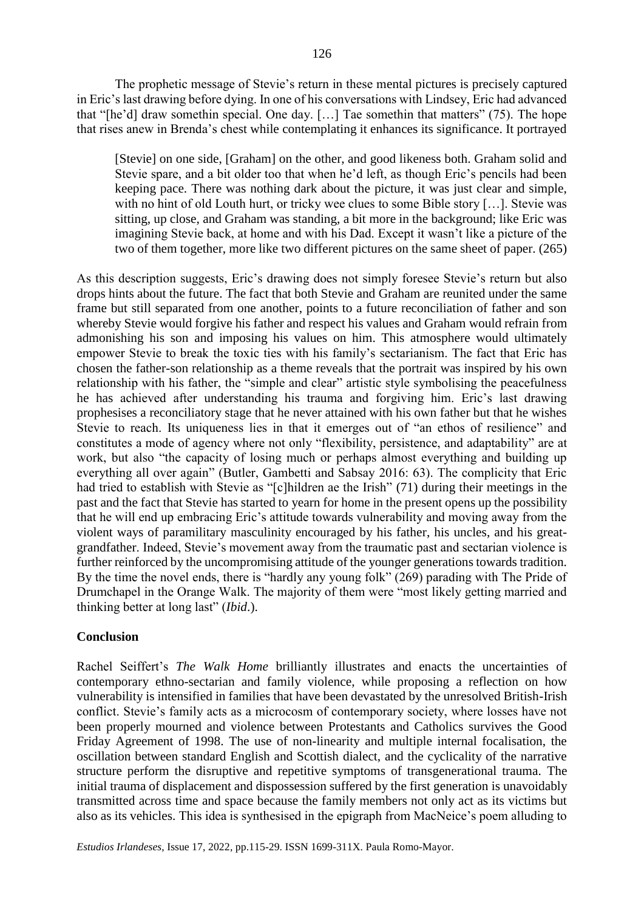The prophetic message of Stevie's return in these mental pictures is precisely captured in Eric's last drawing before dying. In one of his conversations with Lindsey, Eric had advanced that "[he'd] draw somethin special. One day. […] Tae somethin that matters" (75). The hope that rises anew in Brenda's chest while contemplating it enhances its significance. It portrayed

> [Stevie] on one side, [Graham] on the other, and good likeness both. Graham solid and Stevie spare, and a bit older too that when he'd left, as though Eric's pencils had been keeping pace. There was nothing dark about the picture, it was just clear and simple, with no hint of old Louth hurt, or tricky wee clues to some Bible story […]. Stevie was sitting, up close, and Graham was standing, a bit more in the background; like Eric was imagining Stevie back, at home and with his Dad. Except it wasn't like a picture of the two of them together, more like two different pictures on the same sheet of paper. (265)

As this description suggests, Eric's drawing does not simply foresee Stevie's return but also drops hints about the future. The fact that both Stevie and Graham are reunited under the same frame but still separated from one another, points to a future reconciliation of father and son whereby Stevie would forgive his father and respect his values and Graham would refrain from admonishing his son and imposing his values on him. This atmosphere would ultimately empower Stevie to break the toxic ties with his family's sectarianism. The fact that Eric has chosen the father-son relationship as a theme reveals that the portrait was inspired by his own relationship with his father, the "simple and clear" artistic style symbolising the peacefulness he has achieved after understanding his trauma and forgiving him. Eric's last drawing prophesises a reconciliatory stage that he never attained with his own father but that he wishes Stevie to reach. Its uniqueness lies in that it emerges out of "an ethos of resilience" and constitutes a mode of agency where not only "flexibility, persistence, and adaptability" are at work, but also "the capacity of losing much or perhaps almost everything and building up everything all over again" (Butler, Gambetti and Sabsay 2016: 63). The complicity that Eric had tried to establish with Stevie as "[c]hildren ae the Irish" (71) during their meetings in the past and the fact that Stevie has started to yearn for home in the present opens up the possibility that he will end up embracing Eric's attitude towards vulnerability and moving away from the violent ways of paramilitary masculinity encouraged by his father, his uncles, and his great-grandfather. Indeed, Stevie's movement away from the traumatic past and sectarian violence is further reinforced by the uncompromising attitude of the younger generations towards tradition. By the time the novel ends, there is "hardly any young folk" (269) parading with The Pride of Drumchapel in the Orange Walk. The majority of them were "most likely getting married and thinking better at long last" (*Ibid*.).

## Conclusion

Rachel Seiffert's *The Walk Home* brilliantly illustrates and enacts the uncertainties of contemporary ethno-sectarian and family violence, while proposing a reflection on how vulnerability is intensified in families that have been devastated by the unresolved British-Irish conflict. Stevie's family acts as a microcosm of contemporary society, where losses have not been properly mourned and violence between Protestants and Catholics survives the Good Friday Agreement of 1998. The use of non-linearity and multiple internal focalisation, the oscillation between standard English and Scottish dialect, and the cyclicality of the narrative structure perform the disruptive and repetitive symptoms of transgenerational trauma. The initial trauma of displacement and dispossession suffered by the first generation is unavoidably transmitted across time and space because the family members not only act as its victims but also as its vehicles. This idea is synthesised in the epigraph from MacNeice's poem alluding to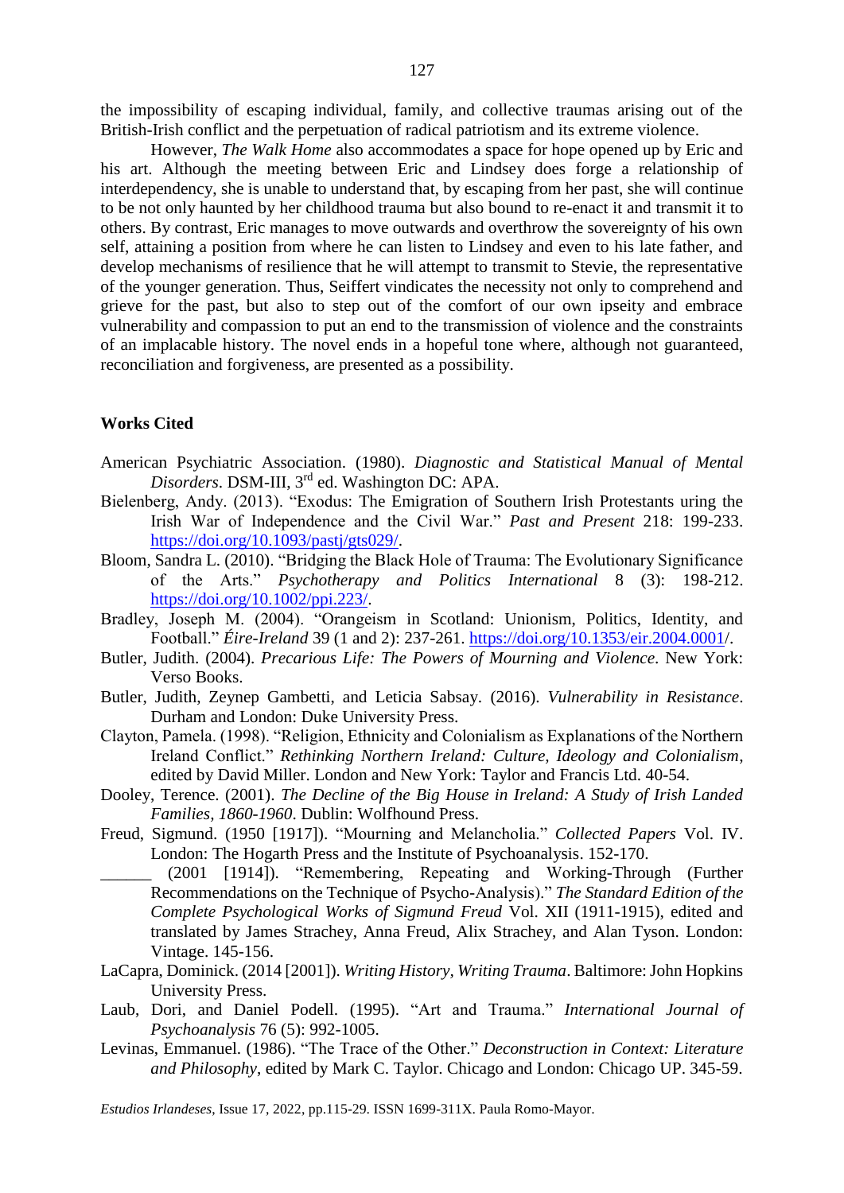the impossibility of escaping individual, family, and collective traumas arising out of the British-Irish conflict and the perpetuation of radical patriotism and its extreme violence.

However, *The Walk Home* also accommodates a space for hope opened up by Eric and his art. Although the meeting between Eric and Lindsey does forge a relationship of interdependency, she is unable to understand that, by escaping from her past, she will continue to be not only haunted by her childhood trauma but also bound to re-enact it and transmit it to others. By contrast, Eric manages to move outwards and overthrow the sovereignty of his own self, attaining a position from where he can listen to Lindsey and even to his late father, and develop mechanisms of resilience that he will attempt to transmit to Stevie, the representative of the younger generation. Thus, Seiffert vindicates the necessity not only to comprehend and grieve for the past, but also to step out of the comfort of our own ipseity and embrace vulnerability and compassion to put an end to the transmission of violence and the constraints of an implacable history. The novel ends in a hopeful tone where, although not guaranteed, reconciliation and forgiveness, are presented as a possibility.

**Works Cited**

American Psychiatric Association. (1980). *Diagnostic and Statistical Manual of Mental Disorders*. DSM-III, 3rd ed. Washington DC: APA.

Bielenberg, Andy. (2013). "Exodus: The Emigration of Southern Irish Protestants uring the Irish War of Independence and the Civil War." *Past and Present* 218: 199-233. https://doi.org/10.1093/pastj/gts029/.

Bloom, Sandra L. (2010). "Bridging the Black Hole of Trauma: The Evolutionary Significance of the Arts." *Psychotherapy and Politics International* 8 (3): 198-212. https://doi.org/10.1002/ppi.223/.

Bradley, Joseph M. (2004). "Orangeism in Scotland: Unionism, Politics, Identity, and Football." *Éire-Ireland* 39 (1 and 2): 237-261. https://doi.org/10.1353/eir.2004.0001/.

Butler, Judith. (2004). *Precarious Life: The Powers of Mourning and Violence*. New York: Verso Books.

Butler, Judith, Zeynep Gambetti, and Leticia Sabsay. (2016). *Vulnerability in Resistance*. Durham and London: Duke University Press.

Clayton, Pamela. (1998). "Religion, Ethnicity and Colonialism as Explanations of the Northern Ireland Conflict." *Rethinking Northern Ireland: Culture, Ideology and Colonialism*, edited by David Miller. London and New York: Taylor and Francis Ltd. 40-54.

Dooley, Terence. (2001). *The Decline of the Big House in Ireland: A Study of Irish Landed Families, 1860-1960*. Dublin: Wolfhound Press.

Freud, Sigmund. (1950 [1917]). "Mourning and Melancholia." *Collected Papers* Vol. IV. London: The Hogarth Press and the Institute of Psychoanalysis. 152-170.

______ (2001 [1914]). "Remembering, Repeating and Working-Through (Further Recommendations on the Technique of Psycho-Analysis)." *The Standard Edition of the Complete Psychological Works of Sigmund Freud* Vol. XII (1911-1915), edited and translated by James Strachey, Anna Freud, Alix Strachey, and Alan Tyson. London: Vintage. 145-156.

LaCapra, Dominick. (2014 [2001]). *Writing History, Writing Trauma*. Baltimore: John Hopkins University Press.

Laub, Dori, and Daniel Podell. (1995). "Art and Trauma." *International Journal of Psychoanalysis* 76 (5): 992-1005.

Levinas, Emmanuel. (1986). "The Trace of the Other." *Deconstruction in Context: Literature and Philosophy*, edited by Mark C. Taylor. Chicago and London: Chicago UP. 345-59.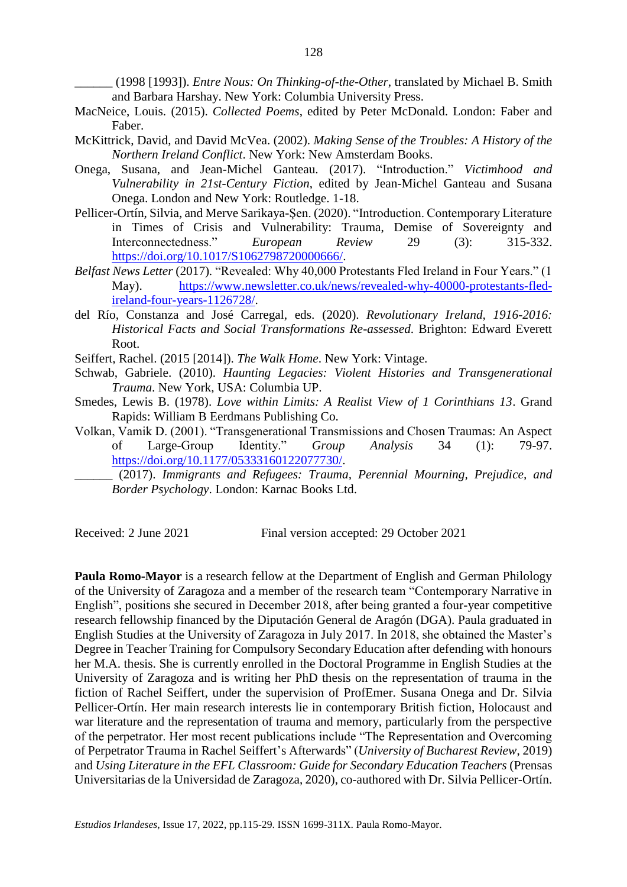______ (1998 [1993]). *Entre Nous: On Thinking-of-the-Other*, translated by Michael B. Smith and Barbara Harshay. New York: Columbia University Press.

MacNeice, Louis. (2015). *Collected Poems*, edited by Peter McDonald. London: Faber and Faber.

McKittrick, David, and David McVea. (2002). *Making Sense of the Troubles: A History of the Northern Ireland Conflict*. New York: New Amsterdam Books.

Onega, Susana, and Jean-Michel Ganteau. (2017). "Introduction." *Victimhood and Vulnerability in 21st-Century Fiction*, edited by Jean-Michel Ganteau and Susana Onega. London and New York: Routledge. 1-18.

Pellicer-Ortín, Silvia, and Merve Sarikaya-Şen. (2020). "Introduction. Contemporary Literature in Times of Crisis and Vulnerability: Trauma, Demise of Sovereignty and Interconnectedness." *European Review* 29 (3): 315-332. https://doi.org/10.1017/S1062798720000666/.

*Belfast News Letter* (2017). "Revealed: Why 40,000 Protestants Fled Ireland in Four Years." (1 May). https://www.newsletter.co.uk/news/revealed-why-40000-protestants-fled-ireland-four-years-1126728/.

del Río, Constanza and José Carregal, eds. (2020). *Revolutionary Ireland, 1916-2016: Historical Facts and Social Transformations Re-assessed*. Brighton: Edward Everett Root.

Seiffert, Rachel. (2015 [2014]). *The Walk Home*. New York: Vintage.

Schwab, Gabriele. (2010). *Haunting Legacies: Violent Histories and Transgenerational Trauma*. New York, USA: Columbia UP.

Smedes, Lewis B. (1978). *Love within Limits: A Realist View of 1 Corinthians 13*. Grand Rapids: William B Eerdmans Publishing Co.

Volkan, Vamik D. (2001). "Transgenerational Transmissions and Chosen Traumas: An Aspect of Large-Group Identity." *Group Analysis* 34 (1): 79-97. https://doi.org/10.1177/05333160122077730/.

______ (2017). *Immigrants and Refugees: Trauma, Perennial Mourning, Prejudice, and Border Psychology*. London: Karnac Books Ltd.

Received: 2 June 2021 Final version accepted: 29 October 2021

**Paula Romo-Mayor** is a research fellow at the Department of English and German Philology of the University of Zaragoza and a member of the research team "Contemporary Narrative in English", positions she secured in December 2018, after being granted a four-year competitive research fellowship financed by the Diputación General de Aragón (DGA). Paula graduated in English Studies at the University of Zaragoza in July 2017. In 2018, she obtained the Master's Degree in Teacher Training for Compulsory Secondary Education after defending with honours her M.A. thesis. She is currently enrolled in the Doctoral Programme in English Studies at the University of Zaragoza and is writing her PhD thesis on the representation of trauma in the fiction of Rachel Seiffert, under the supervision of ProfEmer. Susana Onega and Dr. Silvia Pellicer-Ortín. Her main research interests lie in contemporary British fiction, Holocaust and war literature and the representation of trauma and memory, particularly from the perspective of the perpetrator. Her most recent publications include "The Representation and Overcoming of Perpetrator Trauma in Rachel Seiffert's Afterwards" (*University of Bucharest Review*, 2019) and *Using Literature in the EFL Classroom: Guide for Secondary Education Teachers* (Prensas Universitarias de la Universidad de Zaragoza, 2020), co-authored with Dr. Silvia Pellicer-Ortín.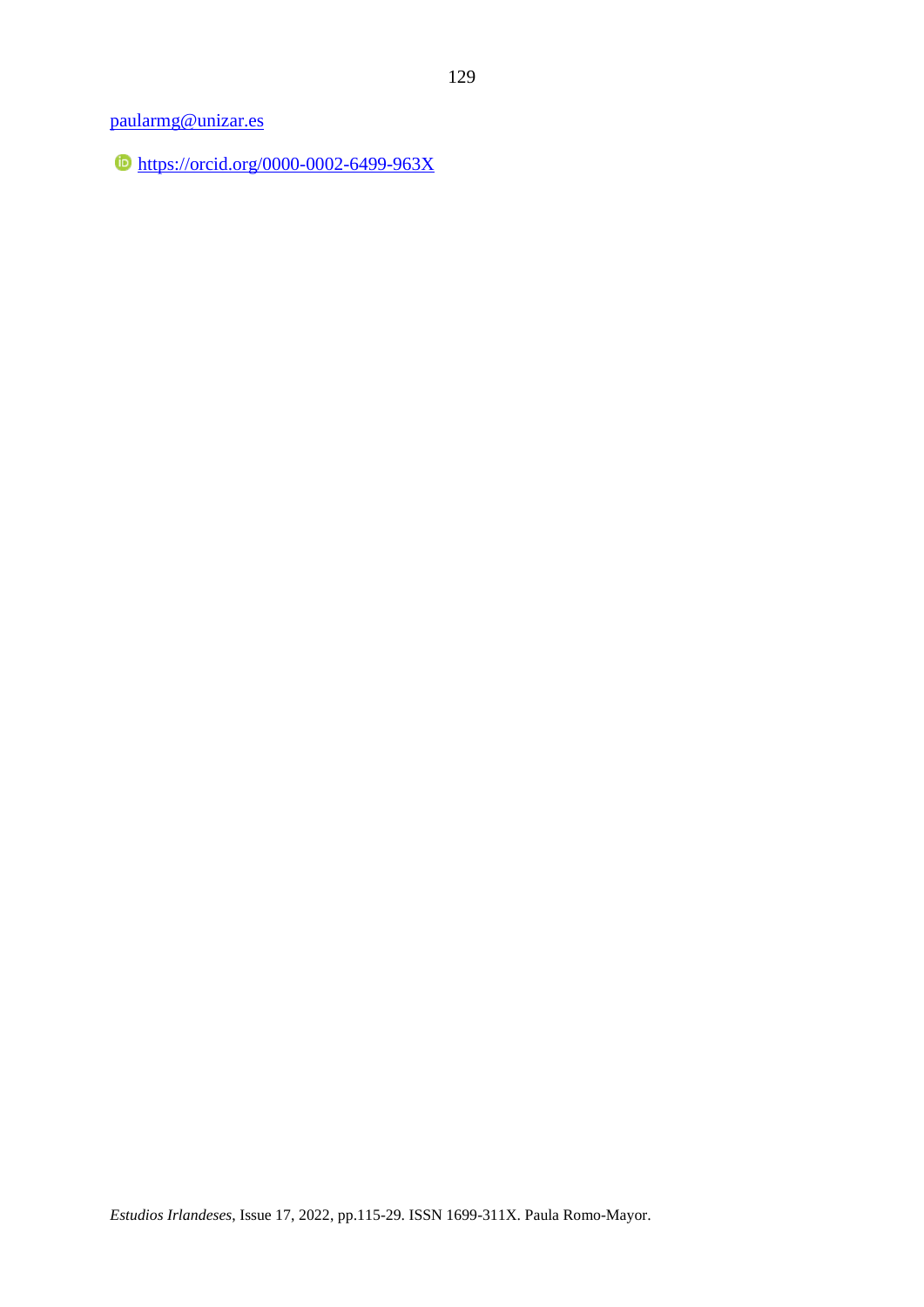paularmg@unizar.es

https://orcid.org/0000-0002-6499-963X